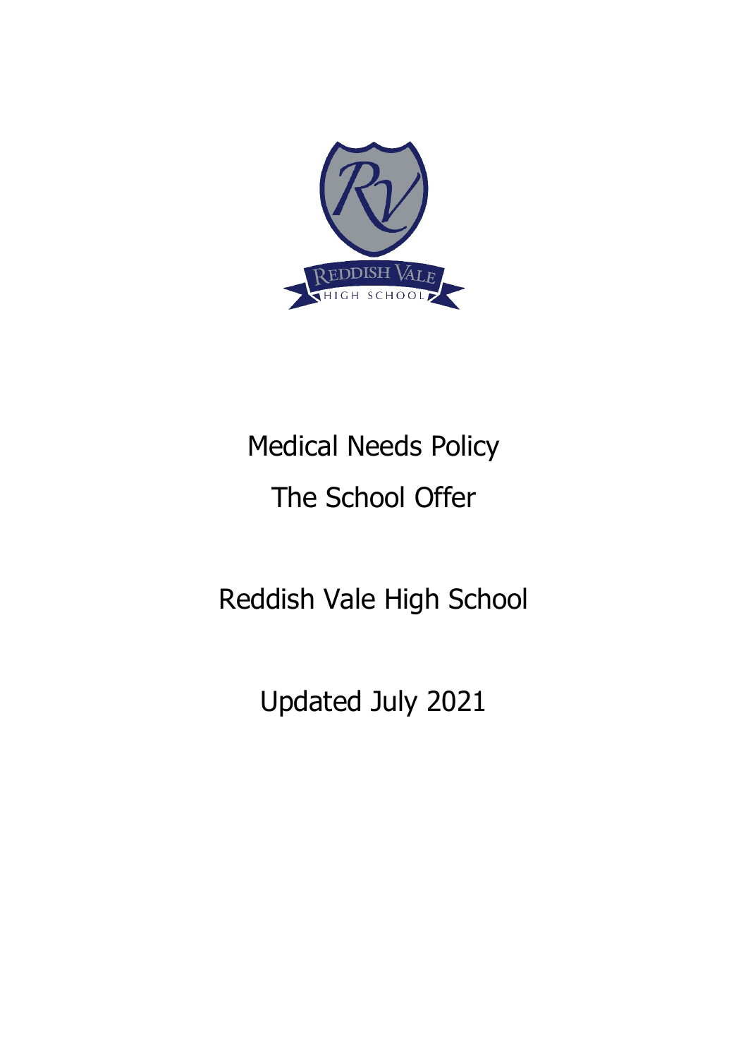# Medical Needs Policy

## The School Offer

## Reddish Vale High School

Updated July 2021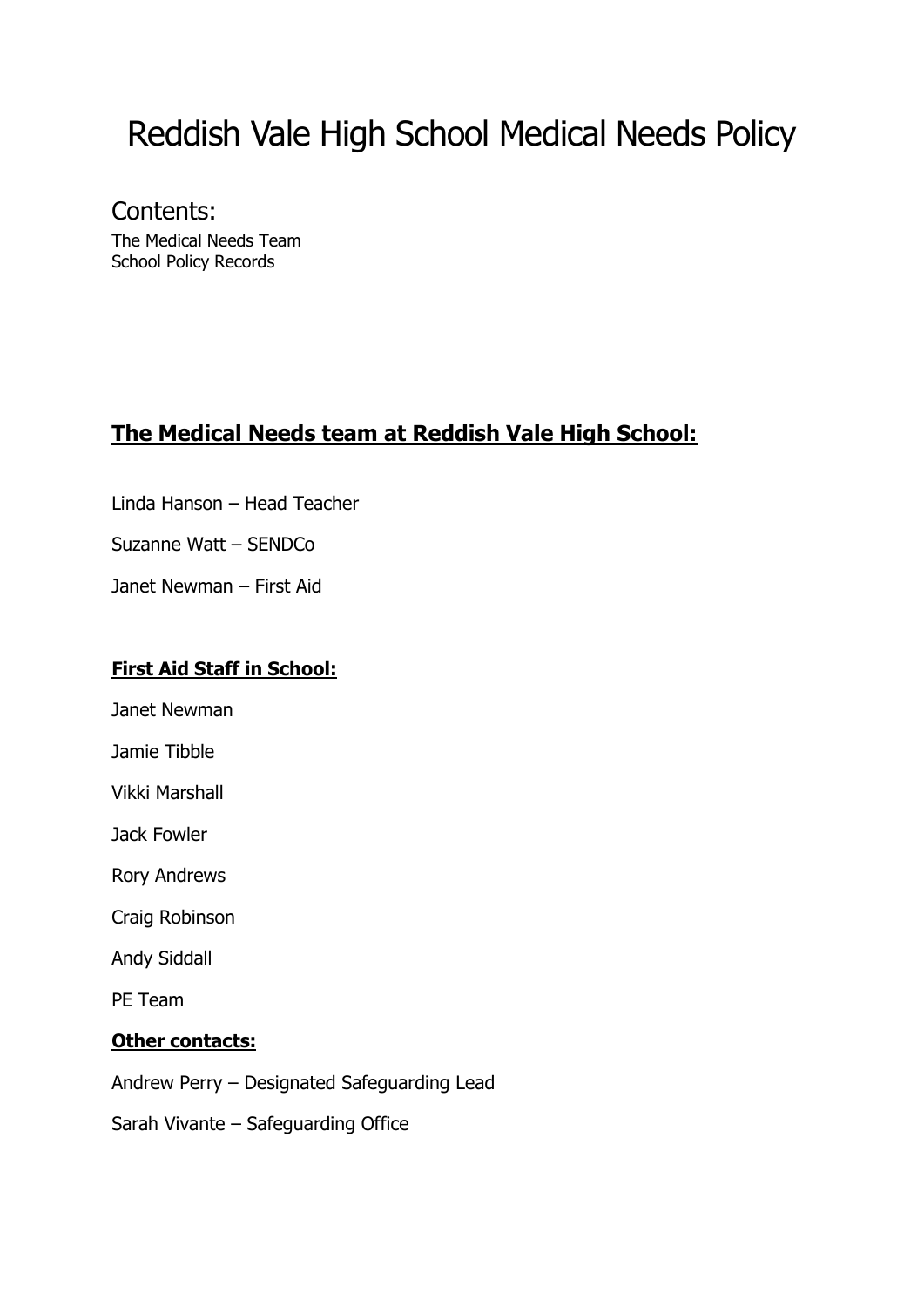# Reddish Vale High School Medical Needs Policy

## Contents:

The Medical Needs Team
School Policy Records

## **The Medical Needs team at Reddish Vale High School:**

Linda Hanson – Head Teacher

Suzanne Watt – SENDCo

Janet Newman – First Aid

### **First Aid Staff in School:**

Janet Newman

Jamie Tibble

Vikki Marshall

Jack Fowler

Rory Andrews

Craig Robinson

Andy Siddall

PE Team

### **Other contacts:**

Andrew Perry – Designated Safeguarding Lead

Sarah Vivante – Safeguarding Office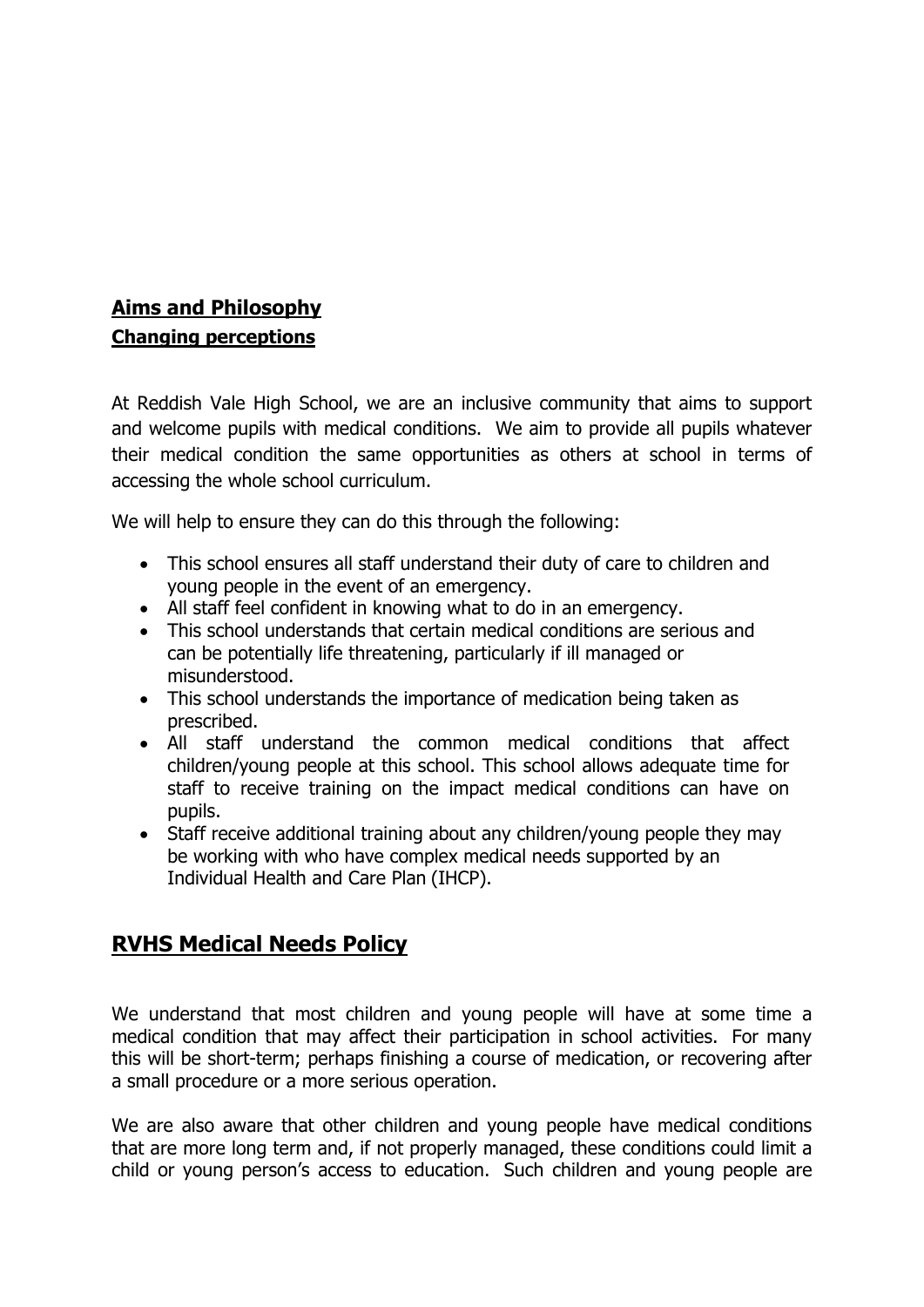## Aims and Philosophy

### Changing perceptions

At Reddish Vale High School, we are an inclusive community that aims to support and welcome pupils with medical conditions. We aim to provide all pupils whatever their medical condition the same opportunities as others at school in terms of accessing the whole school curriculum.

We will help to ensure they can do this through the following:

- This school ensures all staff understand their duty of care to children and young people in the event of an emergency.
- All staff feel confident in knowing what to do in an emergency.
- This school understands that certain medical conditions are serious and can be potentially life threatening, particularly if ill managed or misunderstood.
- This school understands the importance of medication being taken as prescribed.
- All staff understand the common medical conditions that affect children/young people at this school. This school allows adequate time for staff to receive training on the impact medical conditions can have on pupils.
- Staff receive additional training about any children/young people they may be working with who have complex medical needs supported by an Individual Health and Care Plan (IHCP).

## RVHS Medical Needs Policy

We understand that most children and young people will have at some time a medical condition that may affect their participation in school activities. For many this will be short-term; perhaps finishing a course of medication, or recovering after a small procedure or a more serious operation.

We are also aware that other children and young people have medical conditions that are more long term and, if not properly managed, these conditions could limit a child or young person's access to education. Such children and young people are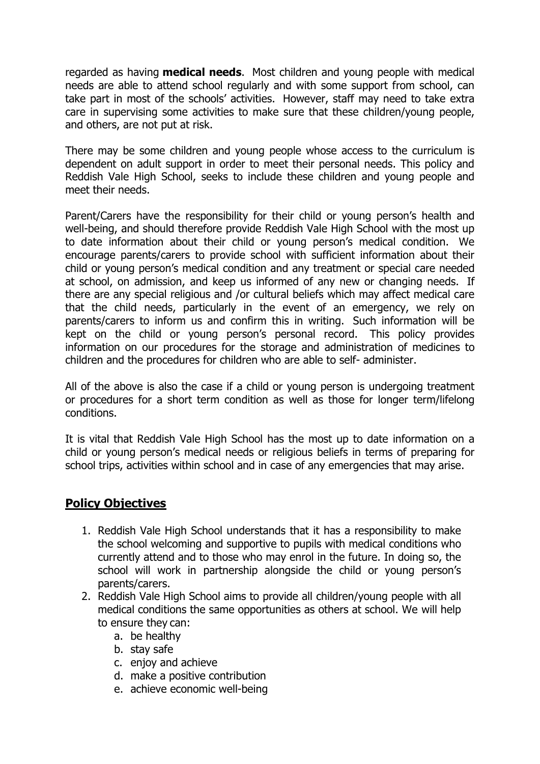regarded as having **medical needs**. Most children and young people with medical needs are able to attend school regularly and with some support from school, can take part in most of the schools' activities. However, staff may need to take extra care in supervising some activities to make sure that these children/young people, and others, are not put at risk.

There may be some children and young people whose access to the curriculum is dependent on adult support in order to meet their personal needs. This policy and Reddish Vale High School, seeks to include these children and young people and meet their needs.

Parent/Carers have the responsibility for their child or young person's health and well-being, and should therefore provide Reddish Vale High School with the most up to date information about their child or young person's medical condition. We encourage parents/carers to provide school with sufficient information about their child or young person's medical condition and any treatment or special care needed at school, on admission, and keep us informed of any new or changing needs. If there are any special religious and /or cultural beliefs which may affect medical care that the child needs, particularly in the event of an emergency, we rely on parents/carers to inform us and confirm this in writing. Such information will be kept on the child or young person's personal record. This policy provides information on our procedures for the storage and administration of medicines to children and the procedures for children who are able to self- administer.

All of the above is also the case if a child or young person is undergoing treatment or procedures for a short term condition as well as those for longer term/lifelong conditions.

It is vital that Reddish Vale High School has the most up to date information on a child or young person's medical needs or religious beliefs in terms of preparing for school trips, activities within school and in case of any emergencies that may arise.

## Policy Objectives

1. Reddish Vale High School understands that it has a responsibility to make the school welcoming and supportive to pupils with medical conditions who currently attend and to those who may enrol in the future. In doing so, the school will work in partnership alongside the child or young person's parents/carers.
2. Reddish Vale High School aims to provide all children/young people with all medical conditions the same opportunities as others at school. We will help to ensure they can:
   a. be healthy
   b. stay safe
   c. enjoy and achieve
   d. make a positive contribution
   e. achieve economic well-being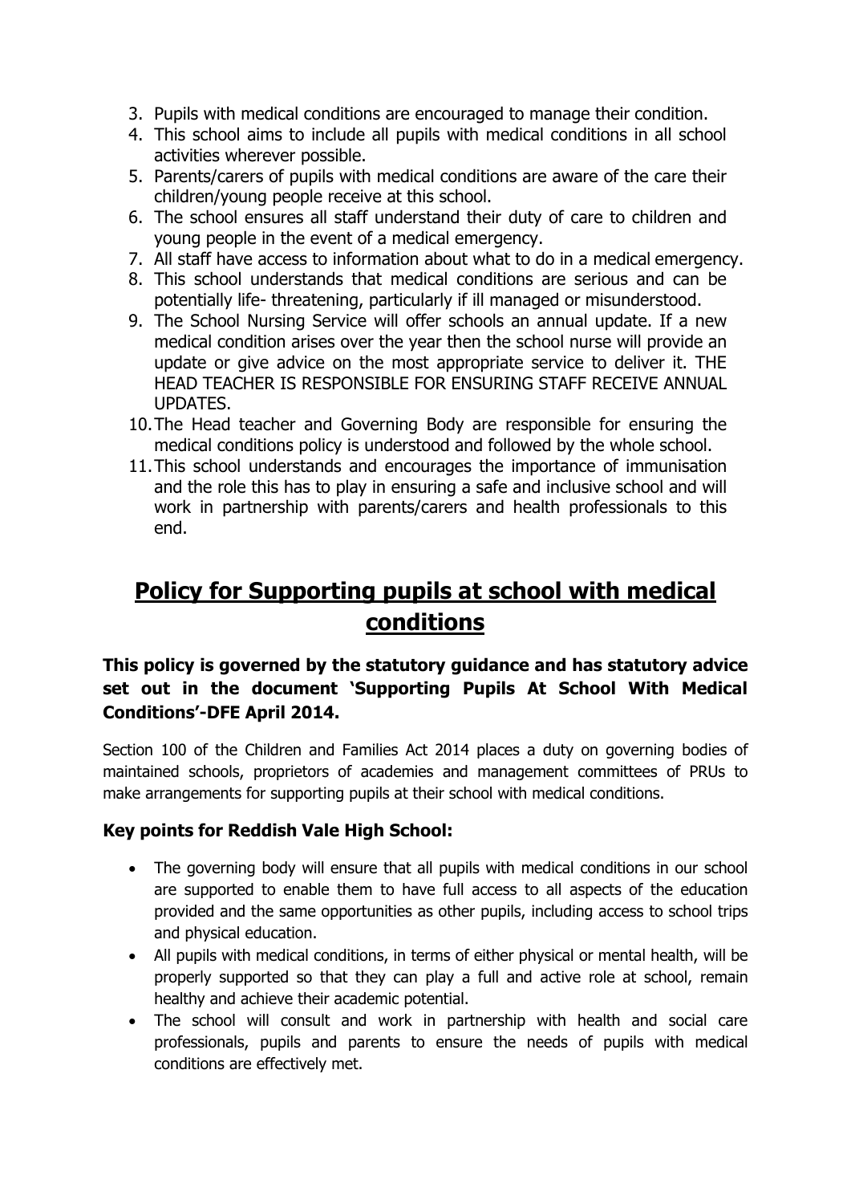3. Pupils with medical conditions are encouraged to manage their condition.
4. This school aims to include all pupils with medical conditions in all school activities wherever possible.
5. Parents/carers of pupils with medical conditions are aware of the care their children/young people receive at this school.
6. The school ensures all staff understand their duty of care to children and young people in the event of a medical emergency.
7. All staff have access to information about what to do in a medical emergency.
8. This school understands that medical conditions are serious and can be potentially life- threatening, particularly if ill managed or misunderstood.
9. The School Nursing Service will offer schools an annual update. If a new medical condition arises over the year then the school nurse will provide an update or give advice on the most appropriate service to deliver it. THE HEAD TEACHER IS RESPONSIBLE FOR ENSURING STAFF RECEIVE ANNUAL UPDATES.
10. The Head teacher and Governing Body are responsible for ensuring the medical conditions policy is understood and followed by the whole school.
11. This school understands and encourages the importance of immunisation and the role this has to play in ensuring a safe and inclusive school and will work in partnership with parents/carers and health professionals to this end.

# **<u>Policy for Supporting pupils at school with medical conditions</u>**

### This policy is governed by the statutory guidance and has statutory advice set out in the document 'Supporting Pupils At School With Medical Conditions'-DFE April 2014.

Section 100 of the Children and Families Act 2014 places a duty on governing bodies of maintained schools, proprietors of academies and management committees of PRUs to make arrangements for supporting pupils at their school with medical conditions.

### Key points for Reddish Vale High School:

- The governing body will ensure that all pupils with medical conditions in our school are supported to enable them to have full access to all aspects of the education provided and the same opportunities as other pupils, including access to school trips and physical education.
- All pupils with medical conditions, in terms of either physical or mental health, will be properly supported so that they can play a full and active role at school, remain healthy and achieve their academic potential.
- The school will consult and work in partnership with health and social care professionals, pupils and parents to ensure the needs of pupils with medical conditions are effectively met.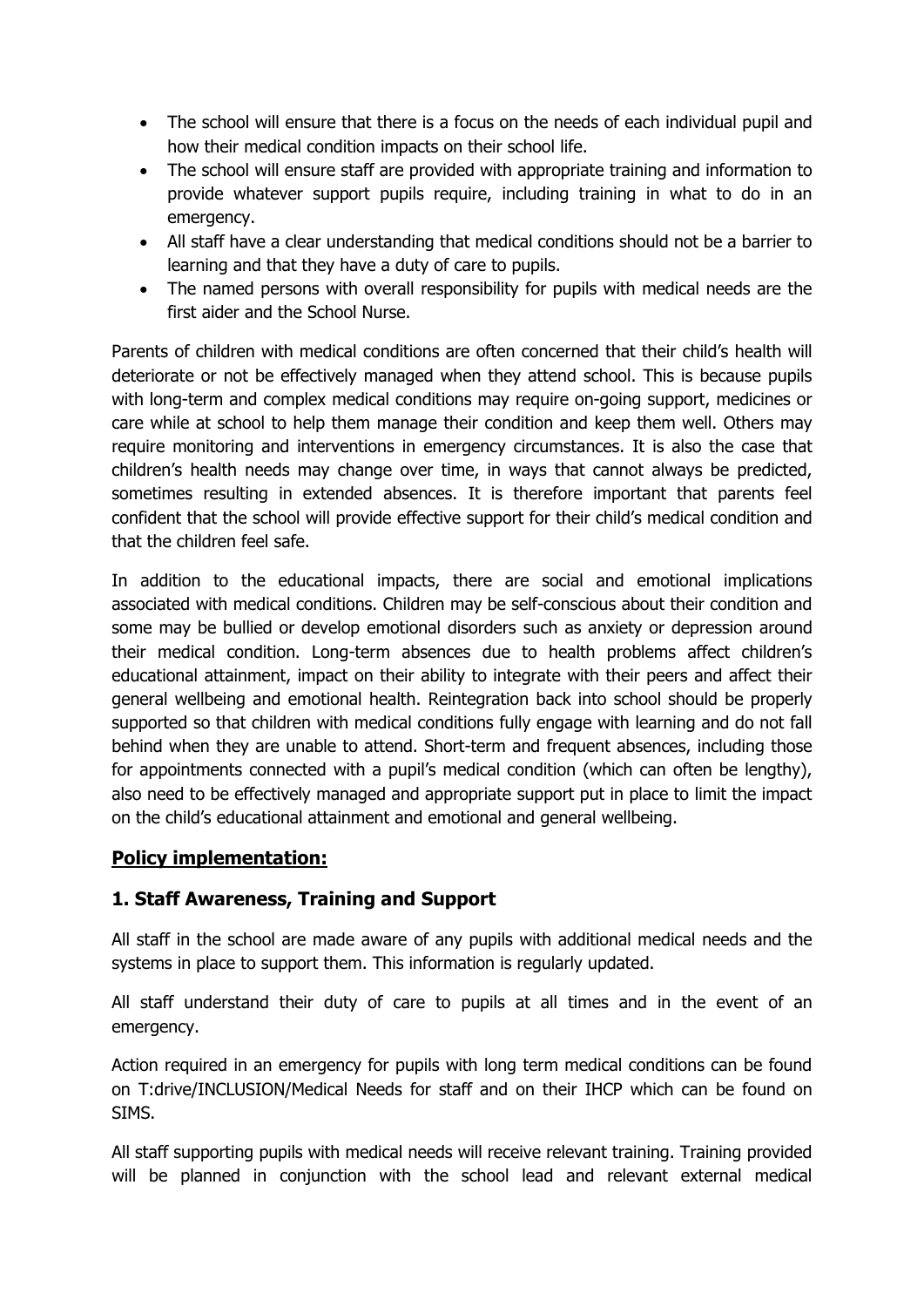- The school will ensure that there is a focus on the needs of each individual pupil and how their medical condition impacts on their school life.
- The school will ensure staff are provided with appropriate training and information to provide whatever support pupils require, including training in what to do in an emergency.
- All staff have a clear understanding that medical conditions should not be a barrier to learning and that they have a duty of care to pupils.
- The named persons with overall responsibility for pupils with medical needs are the first aider and the School Nurse.

Parents of children with medical conditions are often concerned that their child's health will deteriorate or not be effectively managed when they attend school. This is because pupils with long-term and complex medical conditions may require on-going support, medicines or care while at school to help them manage their condition and keep them well. Others may require monitoring and interventions in emergency circumstances. It is also the case that children's health needs may change over time, in ways that cannot always be predicted, sometimes resulting in extended absences. It is therefore important that parents feel confident that the school will provide effective support for their child's medical condition and that the children feel safe.

In addition to the educational impacts, there are social and emotional implications associated with medical conditions. Children may be self-conscious about their condition and some may be bullied or develop emotional disorders such as anxiety or depression around their medical condition. Long-term absences due to health problems affect children's educational attainment, impact on their ability to integrate with their peers and affect their general wellbeing and emotional health. Reintegration back into school should be properly supported so that children with medical conditions fully engage with learning and do not fall behind when they are unable to attend. Short-term and frequent absences, including those for appointments connected with a pupil's medical condition (which can often be lengthy), also need to be effectively managed and appropriate support put in place to limit the impact on the child's educational attainment and emotional and general wellbeing.

## **Policy implementation:**

### 1. Staff Awareness, Training and Support

All staff in the school are made aware of any pupils with additional medical needs and the systems in place to support them. This information is regularly updated.

All staff understand their duty of care to pupils at all times and in the event of an emergency.

Action required in an emergency for pupils with long term medical conditions can be found on T:drive/INCLUSION/Medical Needs for staff and on their IHCP which can be found on SIMS.

All staff supporting pupils with medical needs will receive relevant training. Training provided will be planned in conjunction with the school lead and relevant external medical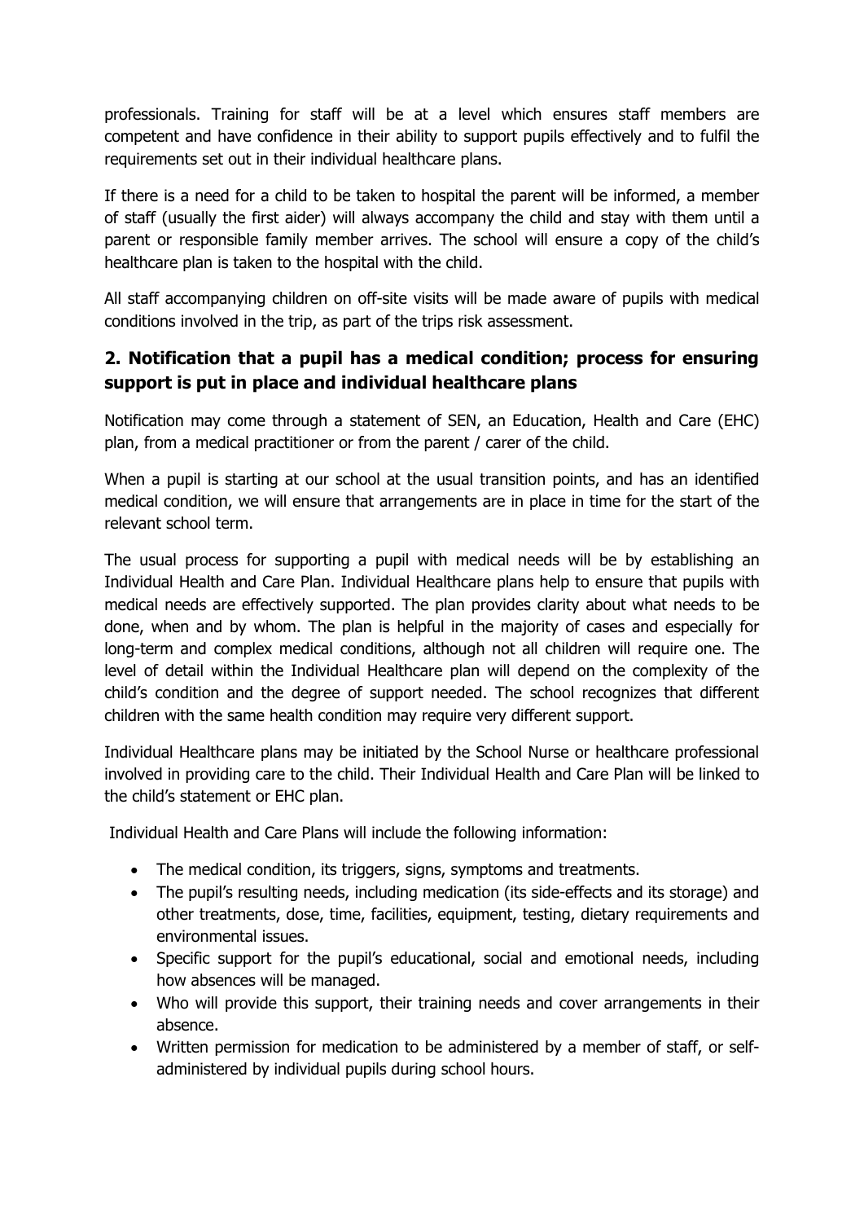professionals. Training for staff will be at a level which ensures staff members are competent and have confidence in their ability to support pupils effectively and to fulfil the requirements set out in their individual healthcare plans.

If there is a need for a child to be taken to hospital the parent will be informed, a member of staff (usually the first aider) will always accompany the child and stay with them until a parent or responsible family member arrives. The school will ensure a copy of the child's healthcare plan is taken to the hospital with the child.

All staff accompanying children on off-site visits will be made aware of pupils with medical conditions involved in the trip, as part of the trips risk assessment.

## 2. Notification that a pupil has a medical condition; process for ensuring support is put in place and individual healthcare plans

Notification may come through a statement of SEN, an Education, Health and Care (EHC) plan, from a medical practitioner or from the parent / carer of the child.

When a pupil is starting at our school at the usual transition points, and has an identified medical condition, we will ensure that arrangements are in place in time for the start of the relevant school term.

The usual process for supporting a pupil with medical needs will be by establishing an Individual Health and Care Plan. Individual Healthcare plans help to ensure that pupils with medical needs are effectively supported. The plan provides clarity about what needs to be done, when and by whom. The plan is helpful in the majority of cases and especially for long-term and complex medical conditions, although not all children will require one. The level of detail within the Individual Healthcare plan will depend on the complexity of the child's condition and the degree of support needed. The school recognizes that different children with the same health condition may require very different support.

Individual Healthcare plans may be initiated by the School Nurse or healthcare professional involved in providing care to the child. Their Individual Health and Care Plan will be linked to the child's statement or EHC plan.

Individual Health and Care Plans will include the following information:

- The medical condition, its triggers, signs, symptoms and treatments.
- The pupil's resulting needs, including medication (its side-effects and its storage) and other treatments, dose, time, facilities, equipment, testing, dietary requirements and environmental issues.
- Specific support for the pupil's educational, social and emotional needs, including how absences will be managed.
- Who will provide this support, their training needs and cover arrangements in their absence.
- Written permission for medication to be administered by a member of staff, or self-administered by individual pupils during school hours.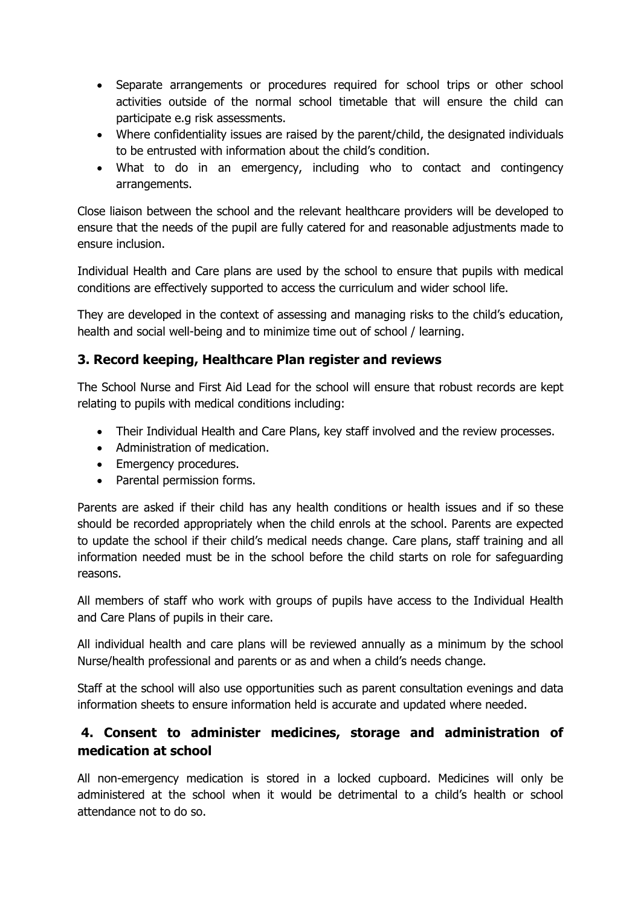- Separate arrangements or procedures required for school trips or other school activities outside of the normal school timetable that will ensure the child can participate e.g risk assessments.
- Where confidentiality issues are raised by the parent/child, the designated individuals to be entrusted with information about the child's condition.
- What to do in an emergency, including who to contact and contingency arrangements.

Close liaison between the school and the relevant healthcare providers will be developed to ensure that the needs of the pupil are fully catered for and reasonable adjustments made to ensure inclusion.

Individual Health and Care plans are used by the school to ensure that pupils with medical conditions are effectively supported to access the curriculum and wider school life.

They are developed in the context of assessing and managing risks to the child's education, health and social well-being and to minimize time out of school / learning.

## 3. Record keeping, Healthcare Plan register and reviews

The School Nurse and First Aid Lead for the school will ensure that robust records are kept relating to pupils with medical conditions including:

- Their Individual Health and Care Plans, key staff involved and the review processes.
- Administration of medication.
- Emergency procedures.
- Parental permission forms.

Parents are asked if their child has any health conditions or health issues and if so these should be recorded appropriately when the child enrols at the school. Parents are expected to update the school if their child's medical needs change. Care plans, staff training and all information needed must be in the school before the child starts on role for safeguarding reasons.

All members of staff who work with groups of pupils have access to the Individual Health and Care Plans of pupils in their care.

All individual health and care plans will be reviewed annually as a minimum by the school Nurse/health professional and parents or as and when a child's needs change.

Staff at the school will also use opportunities such as parent consultation evenings and data information sheets to ensure information held is accurate and updated where needed.

## 4. Consent to administer medicines, storage and administration of medication at school

All non-emergency medication is stored in a locked cupboard. Medicines will only be administered at the school when it would be detrimental to a child's health or school attendance not to do so.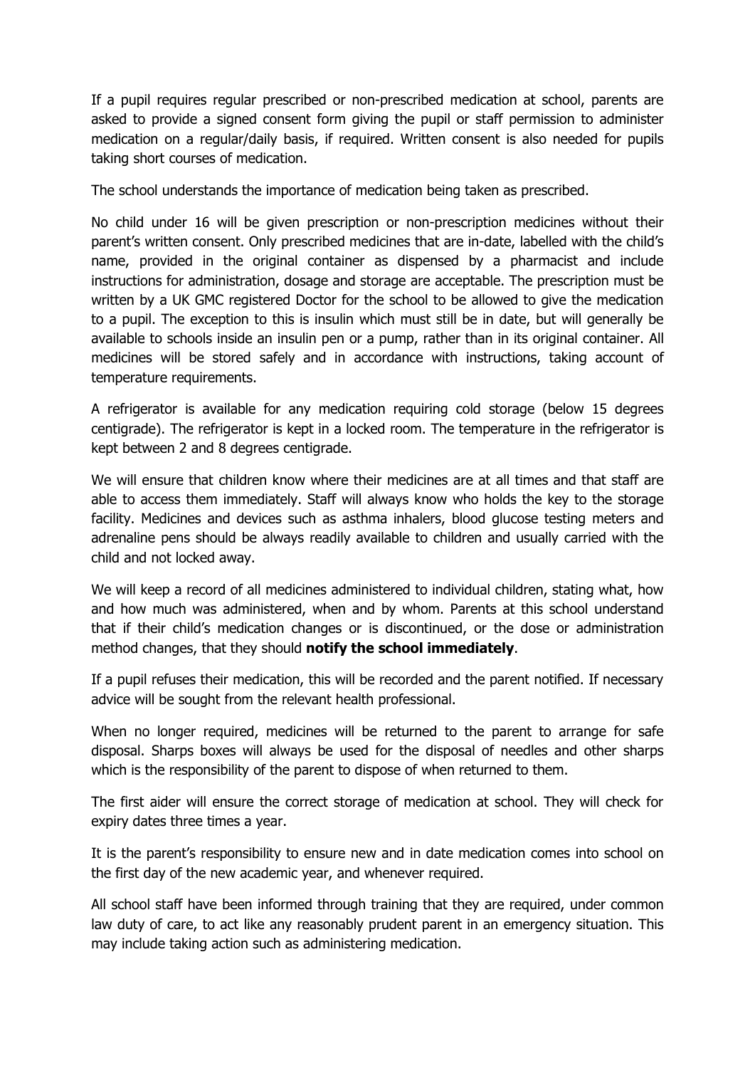If a pupil requires regular prescribed or non-prescribed medication at school, parents are asked to provide a signed consent form giving the pupil or staff permission to administer medication on a regular/daily basis, if required. Written consent is also needed for pupils taking short courses of medication.

The school understands the importance of medication being taken as prescribed.

No child under 16 will be given prescription or non-prescription medicines without their parent's written consent. Only prescribed medicines that are in-date, labelled with the child's name, provided in the original container as dispensed by a pharmacist and include instructions for administration, dosage and storage are acceptable. The prescription must be written by a UK GMC registered Doctor for the school to be allowed to give the medication to a pupil. The exception to this is insulin which must still be in date, but will generally be available to schools inside an insulin pen or a pump, rather than in its original container. All medicines will be stored safely and in accordance with instructions, taking account of temperature requirements.

A refrigerator is available for any medication requiring cold storage (below 15 degrees centigrade). The refrigerator is kept in a locked room. The temperature in the refrigerator is kept between 2 and 8 degrees centigrade.

We will ensure that children know where their medicines are at all times and that staff are able to access them immediately. Staff will always know who holds the key to the storage facility. Medicines and devices such as asthma inhalers, blood glucose testing meters and adrenaline pens should be always readily available to children and usually carried with the child and not locked away.

We will keep a record of all medicines administered to individual children, stating what, how and how much was administered, when and by whom. Parents at this school understand that if their child's medication changes or is discontinued, or the dose or administration method changes, that they should **notify the school immediately**.

If a pupil refuses their medication, this will be recorded and the parent notified. If necessary advice will be sought from the relevant health professional.

When no longer required, medicines will be returned to the parent to arrange for safe disposal. Sharps boxes will always be used for the disposal of needles and other sharps which is the responsibility of the parent to dispose of when returned to them.

The first aider will ensure the correct storage of medication at school. They will check for expiry dates three times a year.

It is the parent's responsibility to ensure new and in date medication comes into school on the first day of the new academic year, and whenever required.

All school staff have been informed through training that they are required, under common law duty of care, to act like any reasonably prudent parent in an emergency situation. This may include taking action such as administering medication.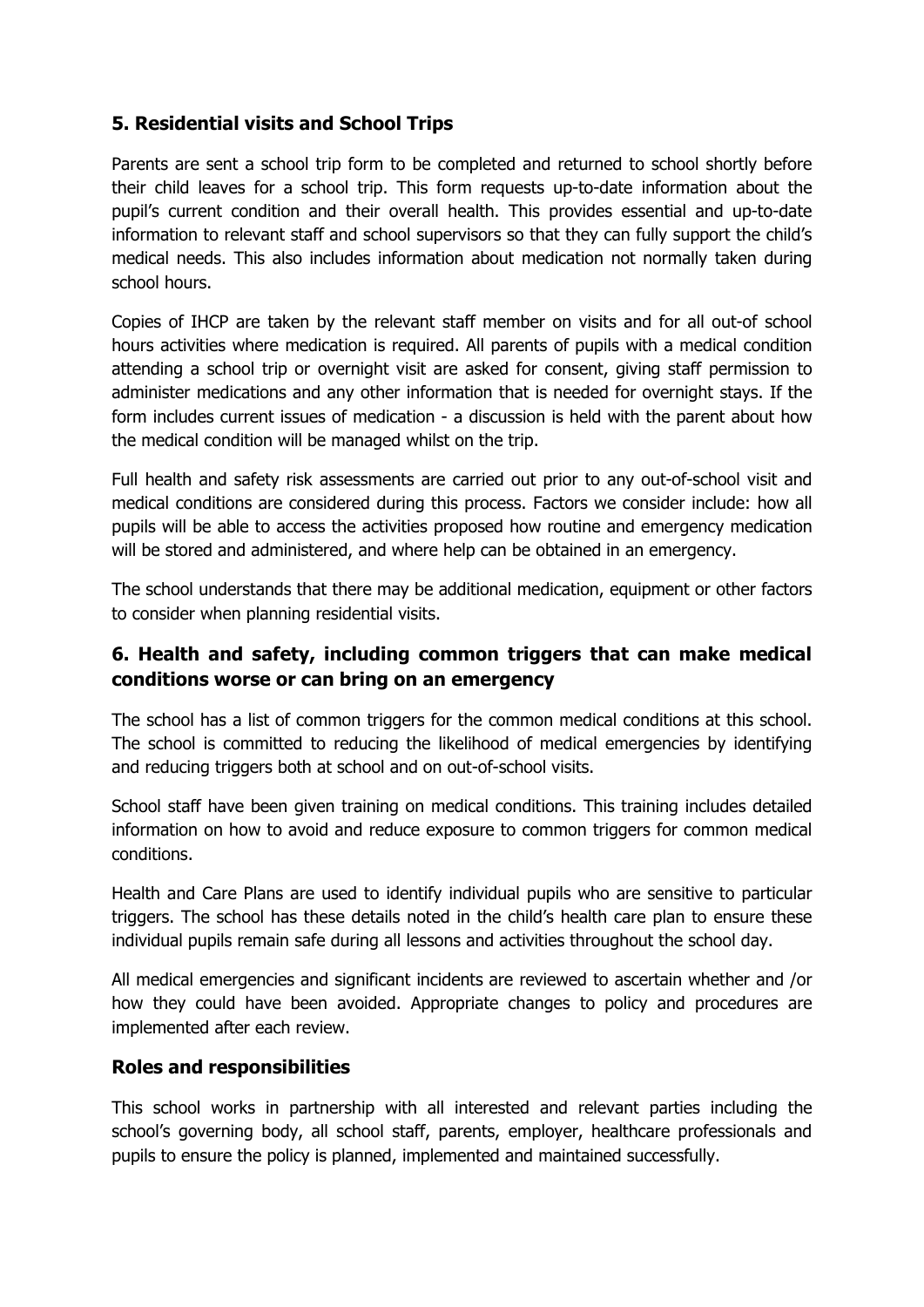## 5. Residential visits and School Trips

Parents are sent a school trip form to be completed and returned to school shortly before their child leaves for a school trip. This form requests up-to-date information about the pupil's current condition and their overall health. This provides essential and up-to-date information to relevant staff and school supervisors so that they can fully support the child's medical needs. This also includes information about medication not normally taken during school hours.

Copies of IHCP are taken by the relevant staff member on visits and for all out-of school hours activities where medication is required. All parents of pupils with a medical condition attending a school trip or overnight visit are asked for consent, giving staff permission to administer medications and any other information that is needed for overnight stays. If the form includes current issues of medication - a discussion is held with the parent about how the medical condition will be managed whilst on the trip.

Full health and safety risk assessments are carried out prior to any out-of-school visit and medical conditions are considered during this process. Factors we consider include: how all pupils will be able to access the activities proposed how routine and emergency medication will be stored and administered, and where help can be obtained in an emergency.

The school understands that there may be additional medication, equipment or other factors to consider when planning residential visits.

## 6. Health and safety, including common triggers that can make medical conditions worse or can bring on an emergency

The school has a list of common triggers for the common medical conditions at this school. The school is committed to reducing the likelihood of medical emergencies by identifying and reducing triggers both at school and on out-of-school visits.

School staff have been given training on medical conditions. This training includes detailed information on how to avoid and reduce exposure to common triggers for common medical conditions.

Health and Care Plans are used to identify individual pupils who are sensitive to particular triggers. The school has these details noted in the child's health care plan to ensure these individual pupils remain safe during all lessons and activities throughout the school day.

All medical emergencies and significant incidents are reviewed to ascertain whether and /or how they could have been avoided. Appropriate changes to policy and procedures are implemented after each review.

## Roles and responsibilities

This school works in partnership with all interested and relevant parties including the school's governing body, all school staff, parents, employer, healthcare professionals and pupils to ensure the policy is planned, implemented and maintained successfully.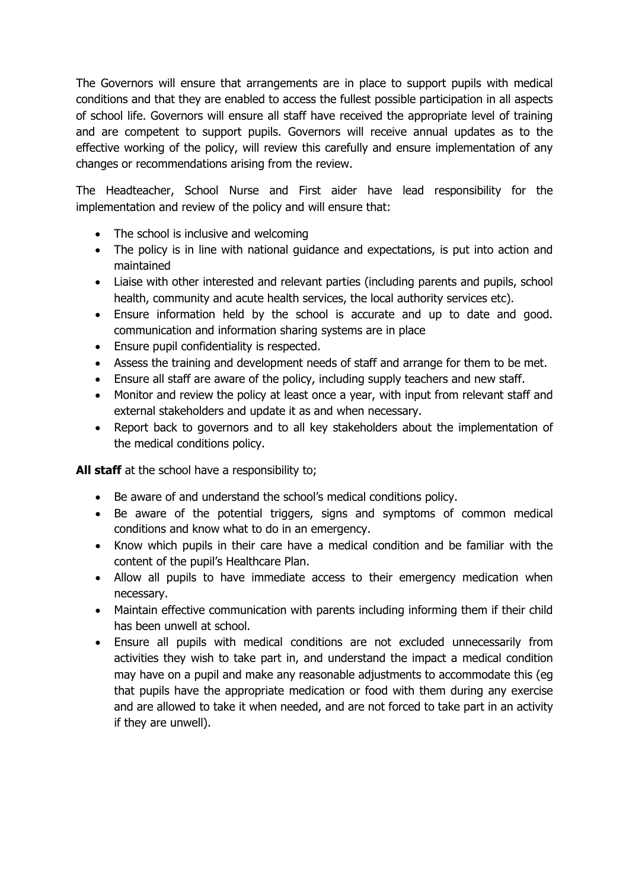The Governors will ensure that arrangements are in place to support pupils with medical conditions and that they are enabled to access the fullest possible participation in all aspects of school life. Governors will ensure all staff have received the appropriate level of training and are competent to support pupils. Governors will receive annual updates as to the effective working of the policy, will review this carefully and ensure implementation of any changes or recommendations arising from the review.

The Headteacher, School Nurse and First aider have lead responsibility for the implementation and review of the policy and will ensure that:

- The school is inclusive and welcoming
- The policy is in line with national guidance and expectations, is put into action and maintained
- Liaise with other interested and relevant parties (including parents and pupils, school health, community and acute health services, the local authority services etc).
- Ensure information held by the school is accurate and up to date and good. communication and information sharing systems are in place
- Ensure pupil confidentiality is respected.
- Assess the training and development needs of staff and arrange for them to be met.
- Ensure all staff are aware of the policy, including supply teachers and new staff.
- Monitor and review the policy at least once a year, with input from relevant staff and external stakeholders and update it as and when necessary.
- Report back to governors and to all key stakeholders about the implementation of the medical conditions policy.

**All staff** at the school have a responsibility to;

- Be aware of and understand the school's medical conditions policy.
- Be aware of the potential triggers, signs and symptoms of common medical conditions and know what to do in an emergency.
- Know which pupils in their care have a medical condition and be familiar with the content of the pupil's Healthcare Plan.
- Allow all pupils to have immediate access to their emergency medication when necessary.
- Maintain effective communication with parents including informing them if their child has been unwell at school.
- Ensure all pupils with medical conditions are not excluded unnecessarily from activities they wish to take part in, and understand the impact a medical condition may have on a pupil and make any reasonable adjustments to accommodate this (eg that pupils have the appropriate medication or food with them during any exercise and are allowed to take it when needed, and are not forced to take part in an activity if they are unwell).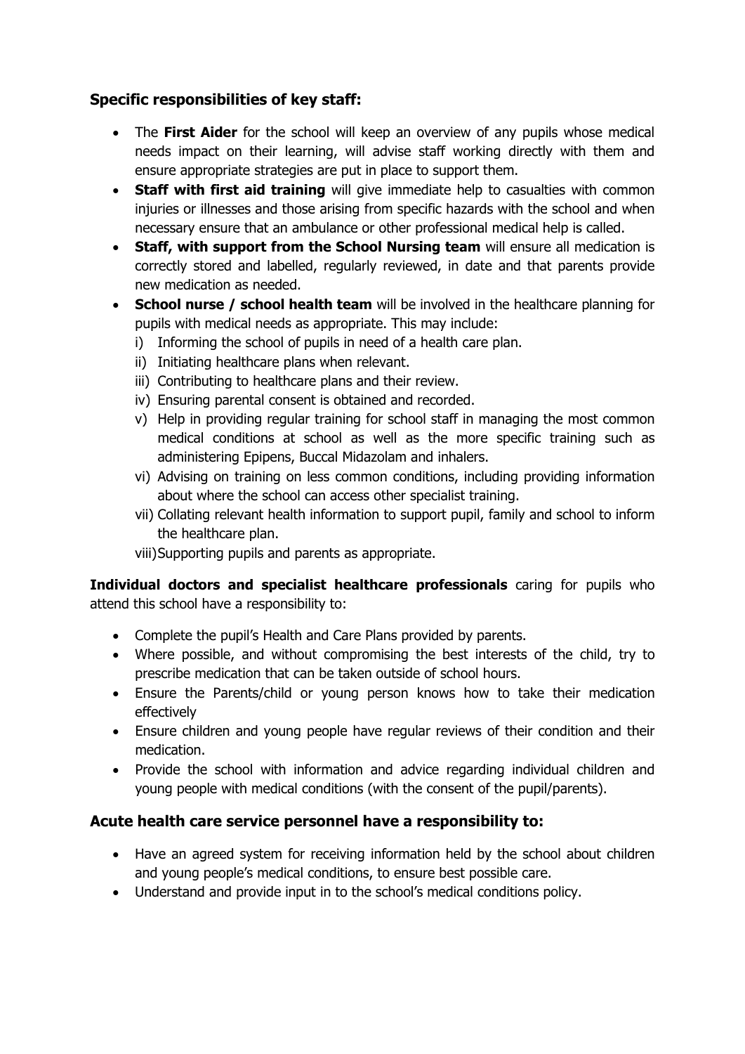## Specific responsibilities of key staff:

- The **First Aider** for the school will keep an overview of any pupils whose medical needs impact on their learning, will advise staff working directly with them and ensure appropriate strategies are put in place to support them.
- **Staff with first aid training** will give immediate help to casualties with common injuries or illnesses and those arising from specific hazards with the school and when necessary ensure that an ambulance or other professional medical help is called.
- **Staff, with support from the School Nursing team** will ensure all medication is correctly stored and labelled, regularly reviewed, in date and that parents provide new medication as needed.
- **School nurse / school health team** will be involved in the healthcare planning for pupils with medical needs as appropriate. This may include:
  i) Informing the school of pupils in need of a health care plan.
  ii) Initiating healthcare plans when relevant.
  iii) Contributing to healthcare plans and their review.
  iv) Ensuring parental consent is obtained and recorded.
  v) Help in providing regular training for school staff in managing the most common medical conditions at school as well as the more specific training such as administering Epipens, Buccal Midazolam and inhalers.
  vi) Advising on training on less common conditions, including providing information about where the school can access other specialist training.
  vii) Collating relevant health information to support pupil, family and school to inform the healthcare plan.
  viii) Supporting pupils and parents as appropriate.

**Individual doctors and specialist healthcare professionals** caring for pupils who attend this school have a responsibility to:

- Complete the pupil's Health and Care Plans provided by parents.
- Where possible, and without compromising the best interests of the child, try to prescribe medication that can be taken outside of school hours.
- Ensure the Parents/child or young person knows how to take their medication effectively
- Ensure children and young people have regular reviews of their condition and their medication.
- Provide the school with information and advice regarding individual children and young people with medical conditions (with the consent of the pupil/parents).

## Acute health care service personnel have a responsibility to:

- Have an agreed system for receiving information held by the school about children and young people's medical conditions, to ensure best possible care.
- Understand and provide input in to the school's medical conditions policy.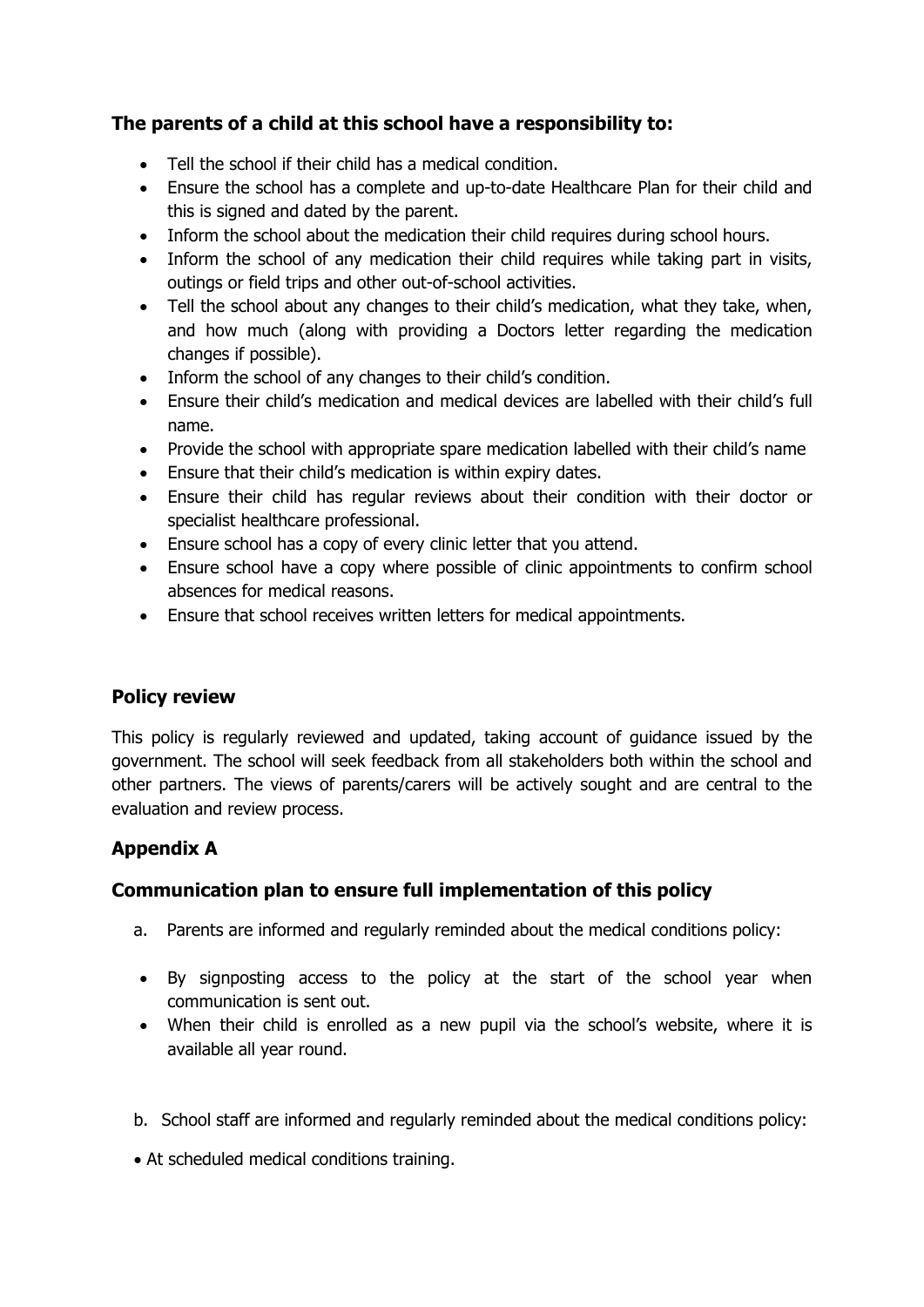### The parents of a child at this school have a responsibility to:

- Tell the school if their child has a medical condition.
- Ensure the school has a complete and up-to-date Healthcare Plan for their child and this is signed and dated by the parent.
- Inform the school about the medication their child requires during school hours.
- Inform the school of any medication their child requires while taking part in visits, outings or field trips and other out-of-school activities.
- Tell the school about any changes to their child's medication, what they take, when, and how much (along with providing a Doctors letter regarding the medication changes if possible).
- Inform the school of any changes to their child's condition.
- Ensure their child's medication and medical devices are labelled with their child's full name.
- Provide the school with appropriate spare medication labelled with their child's name
- Ensure that their child's medication is within expiry dates.
- Ensure their child has regular reviews about their condition with their doctor or specialist healthcare professional.
- Ensure school has a copy of every clinic letter that you attend.
- Ensure school have a copy where possible of clinic appointments to confirm school absences for medical reasons.
- Ensure that school receives written letters for medical appointments.

### Policy review

This policy is regularly reviewed and updated, taking account of guidance issued by the government. The school will seek feedback from all stakeholders both within the school and other partners. The views of parents/carers will be actively sought and are central to the evaluation and review process.

### Appendix A

### Communication plan to ensure full implementation of this policy

a. Parents are informed and regularly reminded about the medical conditions policy:

- By signposting access to the policy at the start of the school year when communication is sent out.
- When their child is enrolled as a new pupil via the school's website, where it is available all year round.

b. School staff are informed and regularly reminded about the medical conditions policy:

- At scheduled medical conditions training.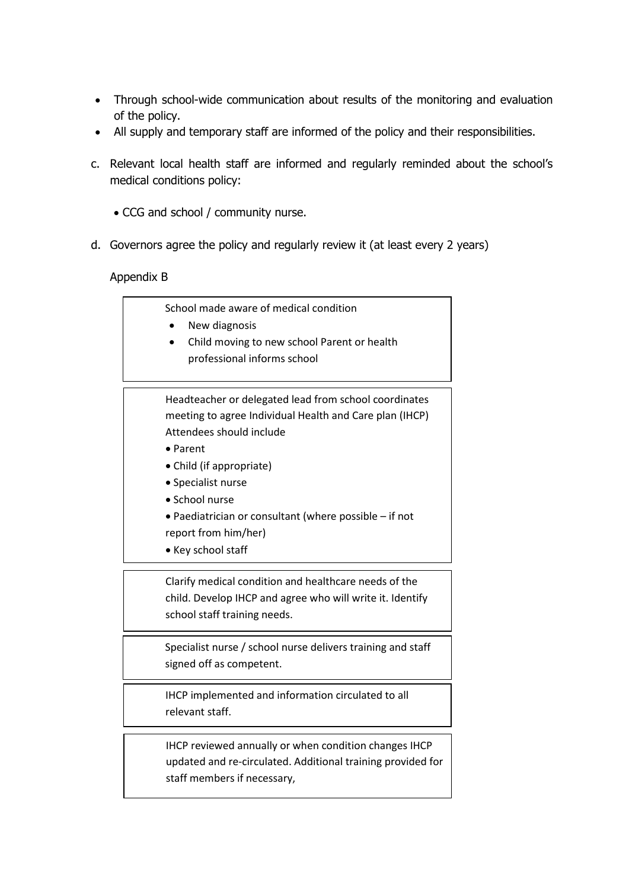- Through school-wide communication about results of the monitoring and evaluation of the policy.
- All supply and temporary staff are informed of the policy and their responsibilities.

c. Relevant local health staff are informed and regularly reminded about the school's medical conditions policy:

  - CCG and school / community nurse.

d. Governors agree the policy and regularly review it (at least every 2 years)

Appendix B

School made aware of medical condition

- New diagnosis
- Child moving to new school Parent or health professional informs school

Headteacher or delegated lead from school coordinates meeting to agree Individual Health and Care plan (IHCP) Attendees should include

- Parent
- Child (if appropriate)
- Specialist nurse
- School nurse
- Paediatrician or consultant (where possible – if not report from him/her)
- Key school staff

Clarify medical condition and healthcare needs of the child. Develop IHCP and agree who will write it. Identify school staff training needs.

Specialist nurse / school nurse delivers training and staff signed off as competent.

IHCP implemented and information circulated to all relevant staff.

IHCP reviewed annually or when condition changes IHCP updated and re-circulated. Additional training provided for staff members if necessary,